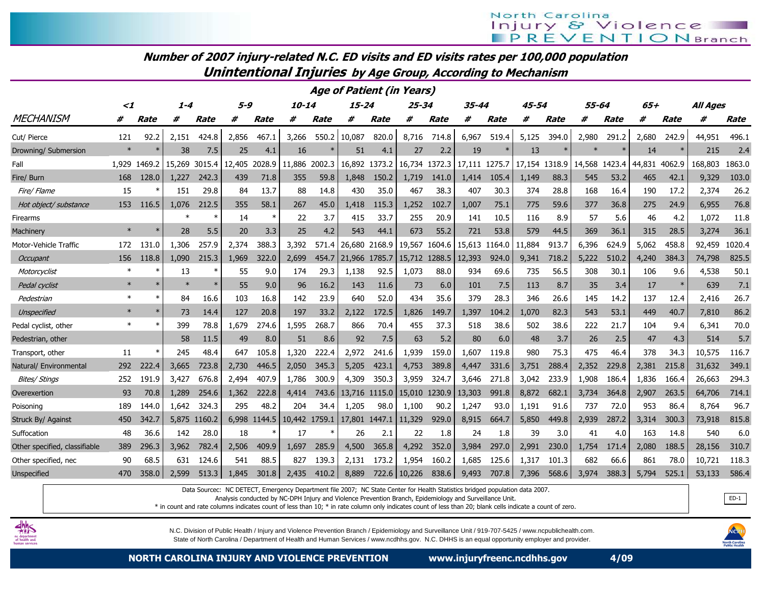North Carolina Injury & Violence PREVENTION Branch

## Number of 2007 injury-related N.C. ED visits and ED visits rates per 100,000 population

## Unintentional Injuries by Age Group, According to Mechanism

### Age of Patient (in Years)

| MECHANISM | <1 # | <1 Rate | 1-4 # | 1-4 Rate | 5-9 # | 5-9 Rate | 10-14 # | 10-14 Rate | 15-24 # | 15-24 Rate | 25-34 # | 25-34 Rate | 35-44 # | 35-44 Rate | 45-54 # | 45-54 Rate | 55-64 # | 55-64 Rate | 65+ # | 65+ Rate | All Ages # | All Ages Rate |
|---|---|---|---|---|---|---|---|---|---|---|---|---|---|---|---|---|---|---|---|---|---|---|
| Cut/ Pierce | 121 | 92.2 | 2,151 | 424.8 | 2,856 | 467.1 | 3,266 | 550.2 | 10,087 | 820.0 | 8,716 | 714.8 | 6,967 | 519.4 | 5,125 | 394.0 | 2,980 | 291.2 | 2,680 | 242.9 | 44,951 | 496.1 |
| Drowning/ Submersion | * | * | 38 | 7.5 | 25 | 4.1 | 16 | * | 51 | 4.1 | 27 | 2.2 | 19 | * | 13 | * | * | * | 14 | * | 215 | 2.4 |
| Fall | 1,929 | 1469.2 | 15,269 | 3015.4 | 12,405 | 2028.9 | 11,886 | 2002.3 | 16,892 | 1373.2 | 16,734 | 1372.3 | 17,111 | 1275.7 | 17,154 | 1318.9 | 14,568 | 1423.4 | 44,831 | 4062.9 | 168,803 | 1863.0 |
| Fire/ Burn | 168 | 128.0 | 1,227 | 242.3 | 439 | 71.8 | 355 | 59.8 | 1,848 | 150.2 | 1,719 | 141.0 | 1,414 | 105.4 | 1,149 | 88.3 | 545 | 53.2 | 465 | 42.1 | 9,329 | 103.0 |
| *Fire/ Flame* | 15 | * | 151 | 29.8 | 84 | 13.7 | 88 | 14.8 | 430 | 35.0 | 467 | 38.3 | 407 | 30.3 | 374 | 28.8 | 168 | 16.4 | 190 | 17.2 | 2,374 | 26.2 |
| *Hot object/ substance* | 153 | 116.5 | 1,076 | 212.5 | 355 | 58.1 | 267 | 45.0 | 1,418 | 115.3 | 1,252 | 102.7 | 1,007 | 75.1 | 775 | 59.6 | 377 | 36.8 | 275 | 24.9 | 6,955 | 76.8 |
| Firearms | | | * | * | 14 | * | 22 | 3.7 | 415 | 33.7 | 255 | 20.9 | 141 | 10.5 | 116 | 8.9 | 57 | 5.6 | 46 | 4.2 | 1,072 | 11.8 |
| Machinery | * | * | 28 | 5.5 | 20 | 3.3 | 25 | 4.2 | 543 | 44.1 | 673 | 55.2 | 721 | 53.8 | 579 | 44.5 | 369 | 36.1 | 315 | 28.5 | 3,274 | 36.1 |
| Motor-Vehicle Traffic | 172 | 131.0 | 1,306 | 257.9 | 2,374 | 388.3 | 3,392 | 571.4 | 26,680 | 2168.9 | 19,567 | 1604.6 | 15,613 | 1164.0 | 11,884 | 913.7 | 6,396 | 624.9 | 5,062 | 458.8 | 92,459 | 1020.4 |
| *Occupant* | 156 | 118.8 | 1,090 | 215.3 | 1,969 | 322.0 | 2,699 | 454.7 | 21,966 | 1785.7 | 15,712 | 1288.5 | 12,393 | 924.0 | 9,341 | 718.2 | 5,222 | 510.2 | 4,240 | 384.3 | 74,798 | 825.5 |
| *Motorcyclist* | * | * | 13 | * | 55 | 9.0 | 174 | 29.3 | 1,138 | 92.5 | 1,073 | 88.0 | 934 | 69.6 | 735 | 56.5 | 308 | 30.1 | 106 | 9.6 | 4,538 | 50.1 |
| *Pedal cyclist* | * | * | * | * | 55 | 9.0 | 96 | 16.2 | 143 | 11.6 | 73 | 6.0 | 101 | 7.5 | 113 | 8.7 | 35 | 3.4 | 17 | * | 639 | 7.1 |
| *Pedestrian* | * | * | 84 | 16.6 | 103 | 16.8 | 142 | 23.9 | 640 | 52.0 | 434 | 35.6 | 379 | 28.3 | 346 | 26.6 | 145 | 14.2 | 137 | 12.4 | 2,416 | 26.7 |
| *Unspecified* | * | * | 73 | 14.4 | 127 | 20.8 | 197 | 33.2 | 2,122 | 172.5 | 1,826 | 149.7 | 1,397 | 104.2 | 1,070 | 82.3 | 543 | 53.1 | 449 | 40.7 | 7,810 | 86.2 |
| Pedal cyclist, other | * | * | 399 | 78.8 | 1,679 | 274.6 | 1,595 | 268.7 | 866 | 70.4 | 455 | 37.3 | 518 | 38.6 | 502 | 38.6 | 222 | 21.7 | 104 | 9.4 | 6,341 | 70.0 |
| Pedestrian, other | | | 58 | 11.5 | 49 | 8.0 | 51 | 8.6 | 92 | 7.5 | 63 | 5.2 | 80 | 6.0 | 48 | 3.7 | 26 | 2.5 | 47 | 4.3 | 514 | 5.7 |
| Transport, other | 11 | * | 245 | 48.4 | 647 | 105.8 | 1,320 | 222.4 | 2,972 | 241.6 | 1,939 | 159.0 | 1,607 | 119.8 | 980 | 75.3 | 475 | 46.4 | 378 | 34.3 | 10,575 | 116.7 |
| Natural/ Environmental | 292 | 222.4 | 3,665 | 723.8 | 2,730 | 446.5 | 2,050 | 345.3 | 5,205 | 423.1 | 4,753 | 389.8 | 4,447 | 331.6 | 3,751 | 288.4 | 2,352 | 229.8 | 2,381 | 215.8 | 31,632 | 349.1 |
| *Bites/ Stings* | 252 | 191.9 | 3,427 | 676.8 | 2,494 | 407.9 | 1,786 | 300.9 | 4,309 | 350.3 | 3,959 | 324.7 | 3,646 | 271.8 | 3,042 | 233.9 | 1,908 | 186.4 | 1,836 | 166.4 | 26,663 | 294.3 |
| Overexertion | 93 | 70.8 | 1,289 | 254.6 | 1,362 | 222.8 | 4,414 | 743.6 | 13,716 | 1115.0 | 15,010 | 1230.9 | 13,303 | 991.8 | 8,872 | 682.1 | 3,734 | 364.8 | 2,907 | 263.5 | 64,706 | 714.1 |
| Poisoning | 189 | 144.0 | 1,642 | 324.3 | 295 | 48.2 | 204 | 34.4 | 1,205 | 98.0 | 1,100 | 90.2 | 1,247 | 93.0 | 1,191 | 91.6 | 737 | 72.0 | 953 | 86.4 | 8,764 | 96.7 |
| Struck By/ Against | 450 | 342.7 | 5,875 | 1160.2 | 6,998 | 1144.5 | 10,442 | 1759.1 | 17,801 | 1447.1 | 11,329 | 929.0 | 8,915 | 664.7 | 5,850 | 449.8 | 2,939 | 287.2 | 3,314 | 300.3 | 73,918 | 815.8 |
| Suffocation | 48 | 36.6 | 142 | 28.0 | 18 | * | 17 | * | 26 | 2.1 | 22 | 1.8 | 24 | 1.8 | 39 | 3.0 | 41 | 4.0 | 163 | 14.8 | 540 | 6.0 |
| Other specified, classifiable | 389 | 296.3 | 3,962 | 782.4 | 2,506 | 409.9 | 1,697 | 285.9 | 4,500 | 365.8 | 4,292 | 352.0 | 3,984 | 297.0 | 2,991 | 230.0 | 1,754 | 171.4 | 2,080 | 188.5 | 28,156 | 310.7 |
| Other specified, nec | 90 | 68.5 | 631 | 124.6 | 541 | 88.5 | 827 | 139.3 | 2,131 | 173.2 | 1,954 | 160.2 | 1,685 | 125.6 | 1,317 | 101.3 | 682 | 66.6 | 861 | 78.0 | 10,721 | 118.3 |
| Unspecified | 470 | 358.0 | 2,599 | 513.3 | 1,845 | 301.8 | 2,435 | 410.2 | 8,889 | 722.6 | 10,226 | 838.6 | 9,493 | 707.8 | 7,396 | 568.6 | 3,974 | 388.3 | 5,794 | 525.1 | 53,133 | 586.4 |

Data Sources: NC DETECT, Emergency Department file 2007; NC State Center for Health Statistics bridged population data 2007.
Analysis conducted by NC-DPH Injury and Violence Prevention Branch, Epidemiology and Surveillance Unit.
* in count and rate columns indicates count of less than 10; * in rate column only indicates count of less than 20; blank cells indicate a count of zero.

ED-1

N.C. Division of Public Health / Injury and Violence Prevention Branch / Epidemiology and Surveillance Unit / 919-707-5425 / www.ncpublichealth.com.
State of North Carolina / Department of Health and Human Services / www.ncdhhs.gov. N.C. DHHS is an equal opportunity employer and provider.

**NORTH CAROLINA INJURY AND VIOLENCE PREVENTION** www.injuryfreenc.ncdhhs.gov 4/09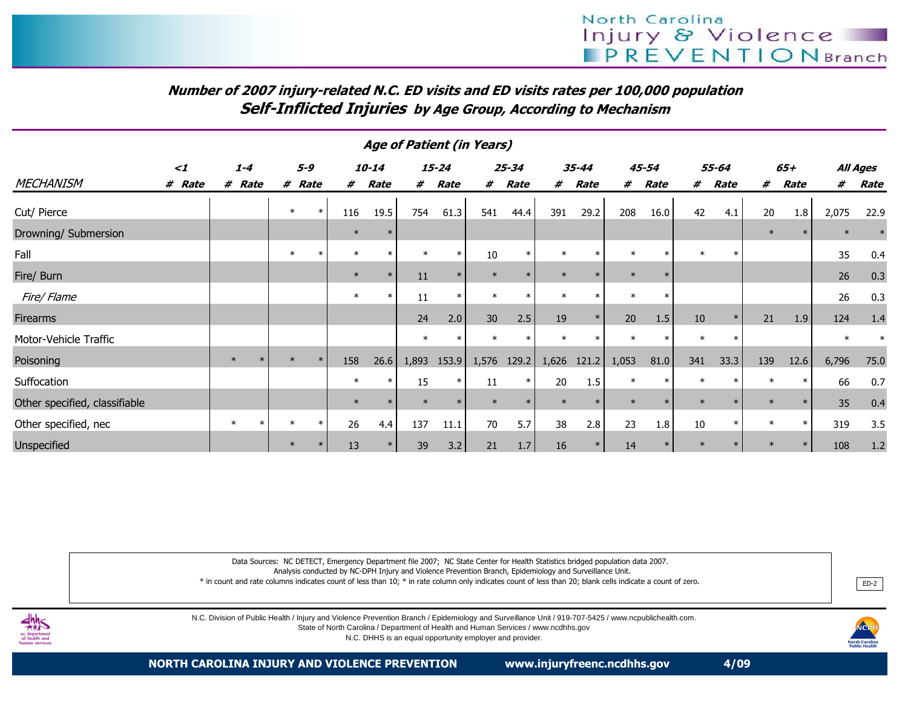## Number of 2007 injury-related N.C. ED visits and ED visits rates per 100,000 population

## *Self-Inflicted Injuries* by Age Group, According to Mechanism

| | Age of Patient (in Years) | | | | | | | | | | | | | | | | | | | | | |
|---|---|---|---|---|---|---|---|---|---|---|---|---|---|---|---|---|---|---|---|---|---|---|
| | <1 | | 1-4 | | 5-9 | | 10-14 | | 15-24 | | 25-34 | | 35-44 | | 45-54 | | 55-64 | | 65+ | | All Ages | |
| MECHANISM | # | Rate | # | Rate | # | Rate | # | Rate | # | Rate | # | Rate | # | Rate | # | Rate | # | Rate | # | Rate | # | Rate |
| Cut/ Pierce | | | | | * | * | 116 | 19.5 | 754 | 61.3 | 541 | 44.4 | 391 | 29.2 | 208 | 16.0 | 42 | 4.1 | 20 | 1.8 | 2,075 | 22.9 |
| Drowning/ Submersion | | | | | | | * | * | | | | | | | | | | | * | * | * | * |
| Fall | | | | | * | * | * | * | * | * | 10 | * | * | * | * | * | * | * | | | 35 | 0.4 |
| Fire/ Burn | | | | | | | * | * | 11 | * | * | * | * | * | * | * | | | | | 26 | 0.3 |
| *Fire/ Flame* | | | | | | | * | * | 11 | * | * | * | * | * | * | * | | | | | 26 | 0.3 |
| Firearms | | | | | | | | | 24 | 2.0 | 30 | 2.5 | 19 | * | 20 | 1.5 | 10 | * | 21 | 1.9 | 124 | 1.4 |
| Motor-Vehicle Traffic | | | | | | | | | * | * | * | * | * | * | * | * | * | * | | | * | * |
| Poisoning | | | * | * | * | * | 158 | 26.6 | 1,893 | 153.9 | 1,576 | 129.2 | 1,626 | 121.2 | 1,053 | 81.0 | 341 | 33.3 | 139 | 12.6 | 6,796 | 75.0 |
| Suffocation | | | | | | | * | * | 15 | * | 11 | * | 20 | 1.5 | * | * | * | * | * | * | 66 | 0.7 |
| Other specified, classifiable | | | | | | | * | * | * | * | * | * | * | * | * | * | * | * | * | * | 35 | 0.4 |
| Other specified, nec | | | * | * | * | * | 26 | 4.4 | 137 | 11.1 | 70 | 5.7 | 38 | 2.8 | 23 | 1.8 | 10 | * | * | * | 319 | 3.5 |
| Unspecified | | | | | * | * | 13 | * | 39 | 3.2 | 21 | 1.7 | 16 | * | 14 | * | * | * | * | * | 108 | 1.2 |

Data Sources: NC DETECT, Emergency Department file 2007; NC State Center for Health Statistics bridged population data 2007.
Analysis conducted by NC-DPH Injury and Violence Prevention Branch, Epidemiology and Surveillance Unit.
* in count and rate columns indicates count of less than 10; * in rate column only indicates count of less than 20; blank cells indicate a count of zero.

ED-2

N.C. Division of Public Health / Injury and Violence Prevention Branch / Epidemiology and Surveillance Unit / 919-707-5425 / www.ncpublichealth.com.
State of North Carolina / Department of Health and Human Services / www.ncdhhs.gov
N.C. DHHS is an equal opportunity employer and provider.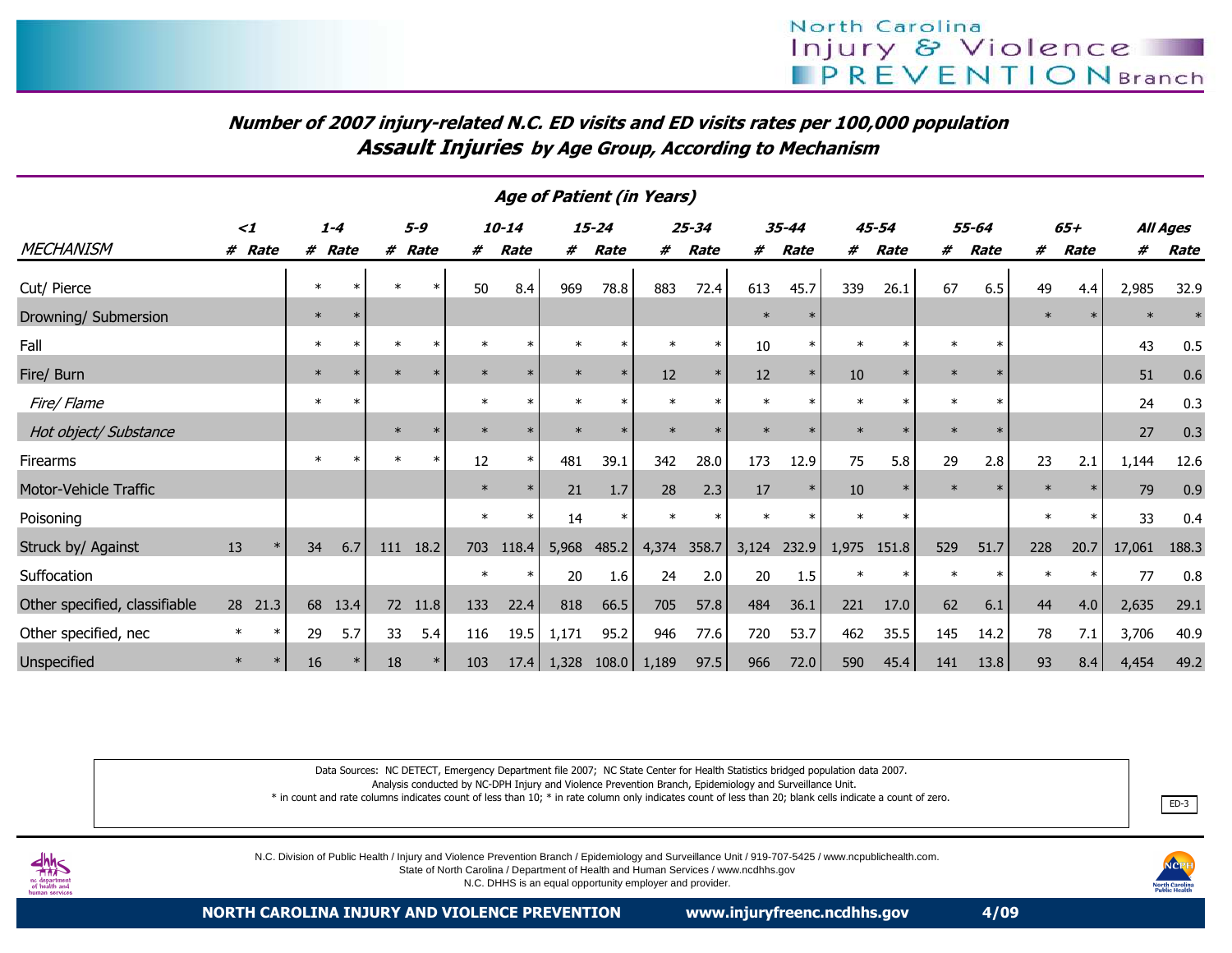## *Number of 2007 injury-related N.C. ED visits and ED visits rates per 100,000 population*
## ***Assault Injuries** by Age Group, According to Mechanism*

***Age of Patient (in Years)***

| MECHANISM | <1 | | 1-4 | | 5-9 | | 10-14 | | 15-24 | | 25-34 | | 35-44 | | 45-54 | | 55-64 | | 65+ | | All Ages | |
|---|---|---|---|---|---|---|---|---|---|---|---|---|---|---|---|---|---|---|---|---|---|---|
| | # | Rate | # | Rate | # | Rate | # | Rate | # | Rate | # | Rate | # | Rate | # | Rate | # | Rate | # | Rate | # | Rate |
| Cut/ Pierce | | | * | * | * | * | 50 | 8.4 | 969 | 78.8 | 883 | 72.4 | 613 | 45.7 | 339 | 26.1 | 67 | 6.5 | 49 | 4.4 | 2,985 | 32.9 |
| Drowning/ Submersion | | | * | * | | | | | | | | | * | * | | | | | * | * | * | * |
| Fall | | | * | * | * | * | * | * | * | * | * | * | 10 | * | * | * | * | * | | | 43 | 0.5 |
| Fire/ Burn | | | * | * | * | * | * | * | * | * | 12 | * | 12 | * | 10 | * | * | * | | | 51 | 0.6 |
| *Fire/ Flame* | | | * | * | | | * | * | * | * | * | * | * | * | * | * | * | * | | | 24 | 0.3 |
| *Hot object/ Substance* | | | | | * | * | * | * | * | * | * | * | * | * | * | * | * | * | | | 27 | 0.3 |
| Firearms | | | * | * | * | * | 12 | * | 481 | 39.1 | 342 | 28.0 | 173 | 12.9 | 75 | 5.8 | 29 | 2.8 | 23 | 2.1 | 1,144 | 12.6 |
| Motor-Vehicle Traffic | | | | | | | * | * | 21 | 1.7 | 28 | 2.3 | 17 | * | 10 | * | * | * | * | * | 79 | 0.9 |
| Poisoning | | | | | | | * | * | 14 | * | * | * | * | * | * | * | | | * | * | 33 | 0.4 |
| Struck by/ Against | 13 | * | 34 | 6.7 | 111 | 18.2 | 703 | 118.4 | 5,968 | 485.2 | 4,374 | 358.7 | 3,124 | 232.9 | 1,975 | 151.8 | 529 | 51.7 | 228 | 20.7 | 17,061 | 188.3 |
| Suffocation | | | | | | | * | * | 20 | 1.6 | 24 | 2.0 | 20 | 1.5 | * | * | * | * | * | * | 77 | 0.8 |
| Other specified, classifiable | 28 | 21.3 | 68 | 13.4 | 72 | 11.8 | 133 | 22.4 | 818 | 66.5 | 705 | 57.8 | 484 | 36.1 | 221 | 17.0 | 62 | 6.1 | 44 | 4.0 | 2,635 | 29.1 |
| Other specified, nec | * | * | 29 | 5.7 | 33 | 5.4 | 116 | 19.5 | 1,171 | 95.2 | 946 | 77.6 | 720 | 53.7 | 462 | 35.5 | 145 | 14.2 | 78 | 7.1 | 3,706 | 40.9 |
| Unspecified | * | * | 16 | * | 18 | * | 103 | 17.4 | 1,328 | 108.0 | 1,189 | 97.5 | 966 | 72.0 | 590 | 45.4 | 141 | 13.8 | 93 | 8.4 | 4,454 | 49.2 |

Data Sources: NC DETECT, Emergency Department file 2007; NC State Center for Health Statistics bridged population data 2007.
Analysis conducted by NC-DPH Injury and Violence Prevention Branch, Epidemiology and Surveillance Unit.
* in count and rate columns indicates count of less than 10; * in rate column only indicates count of less than 20; blank cells indicate a count of zero.

ED-3

N.C. Division of Public Health / Injury and Violence Prevention Branch / Epidemiology and Surveillance Unit / 919-707-5425 / www.ncpublichealth.com.
State of North Carolina / Department of Health and Human Services / www.ncdhhs.gov
N.C. DHHS is an equal opportunity employer and provider.

**NORTH CAROLINA INJURY AND VIOLENCE PREVENTION** **www.injuryfreenc.ncdhhs.gov** **4/09**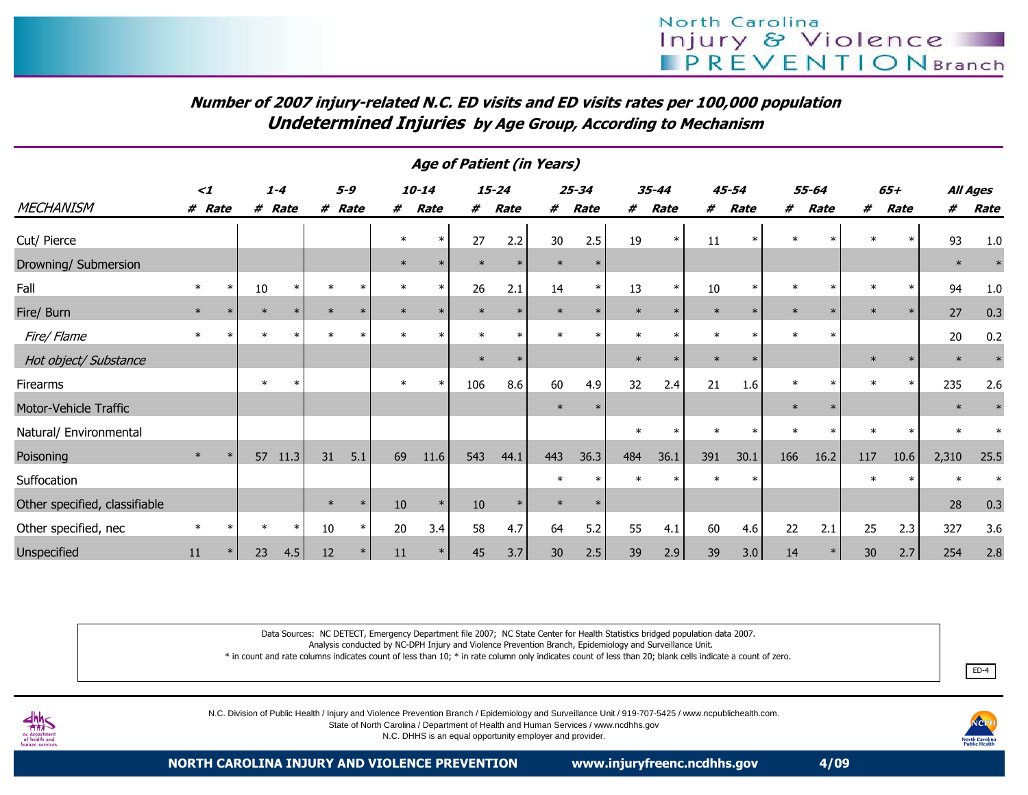## Number of 2007 injury-related N.C. ED visits and ED visits rates per 100,000 population

## Undetermined Injuries by Age Group, According to Mechanism

| | Age of Patient (in Years) | | | | | | | | | | | | | | | | | | | | | |
|---|---|---|---|---|---|---|---|---|---|---|---|---|---|---|---|---|---|---|---|---|---|---|
| | <1 | | 1-4 | | 5-9 | | 10-14 | | 15-24 | | 25-34 | | 35-44 | | 45-54 | | 55-64 | | 65+ | | All Ages | |
| MECHANISM | # | Rate | # | Rate | # | Rate | # | Rate | # | Rate | # | Rate | # | Rate | # | Rate | # | Rate | # | Rate | # | Rate |
| Cut/ Pierce | | | | | | | * | * | 27 | 2.2 | 30 | 2.5 | 19 | * | 11 | * | * | * | * | * | 93 | 1.0 |
| Drowning/ Submersion | | | | | | | * | * | * | * | * | * | | | | | | | | | * | * |
| Fall | * | * | 10 | * | * | * | * | * | 26 | 2.1 | 14 | * | 13 | * | 10 | * | * | * | * | * | 94 | 1.0 |
| Fire/ Burn | * | * | * | * | * | * | * | * | * | * | * | * | * | * | * | * | * | * | * | * | 27 | 0.3 |
| *Fire/ Flame* | * | * | * | * | * | * | * | * | * | * | * | * | * | * | * | * | * | * | | | 20 | 0.2 |
| *Hot object/ Substance* | | | | | | | | | * | * | | | * | * | * | * | | | * | * | * | * |
| Firearms | | | * | * | | | * | * | 106 | 8.6 | 60 | 4.9 | 32 | 2.4 | 21 | 1.6 | * | * | * | * | 235 | 2.6 |
| Motor-Vehicle Traffic | | | | | | | | | | | * | * | | | | | * | * | | | * | * |
| Natural/ Environmental | | | | | | | | | | | | | * | * | * | * | * | * | * | * | * | * |
| Poisoning | * | * | 57 | 11.3 | 31 | 5.1 | 69 | 11.6 | 543 | 44.1 | 443 | 36.3 | 484 | 36.1 | 391 | 30.1 | 166 | 16.2 | 117 | 10.6 | 2,310 | 25.5 |
| Suffocation | | | | | | | | | | | * | * | * | * | * | * | | | * | * | * | * |
| Other specified, classifiable | | | | | * | * | 10 | * | 10 | * | * | * | | | | | | | | | 28 | 0.3 |
| Other specified, nec | * | * | * | * | 10 | * | 20 | 3.4 | 58 | 4.7 | 64 | 5.2 | 55 | 4.1 | 60 | 4.6 | 22 | 2.1 | 25 | 2.3 | 327 | 3.6 |
| Unspecified | 11 | * | 23 | 4.5 | 12 | * | 11 | * | 45 | 3.7 | 30 | 2.5 | 39 | 2.9 | 39 | 3.0 | 14 | * | 30 | 2.7 | 254 | 2.8 |

Data Sources: NC DETECT, Emergency Department file 2007; NC State Center for Health Statistics bridged population data 2007.
Analysis conducted by NC-DPH Injury and Violence Prevention Branch, Epidemiology and Surveillance Unit.
* in count and rate columns indicates count of less than 10; * in rate column only indicates count of less than 20; blank cells indicate a count of zero.

ED-4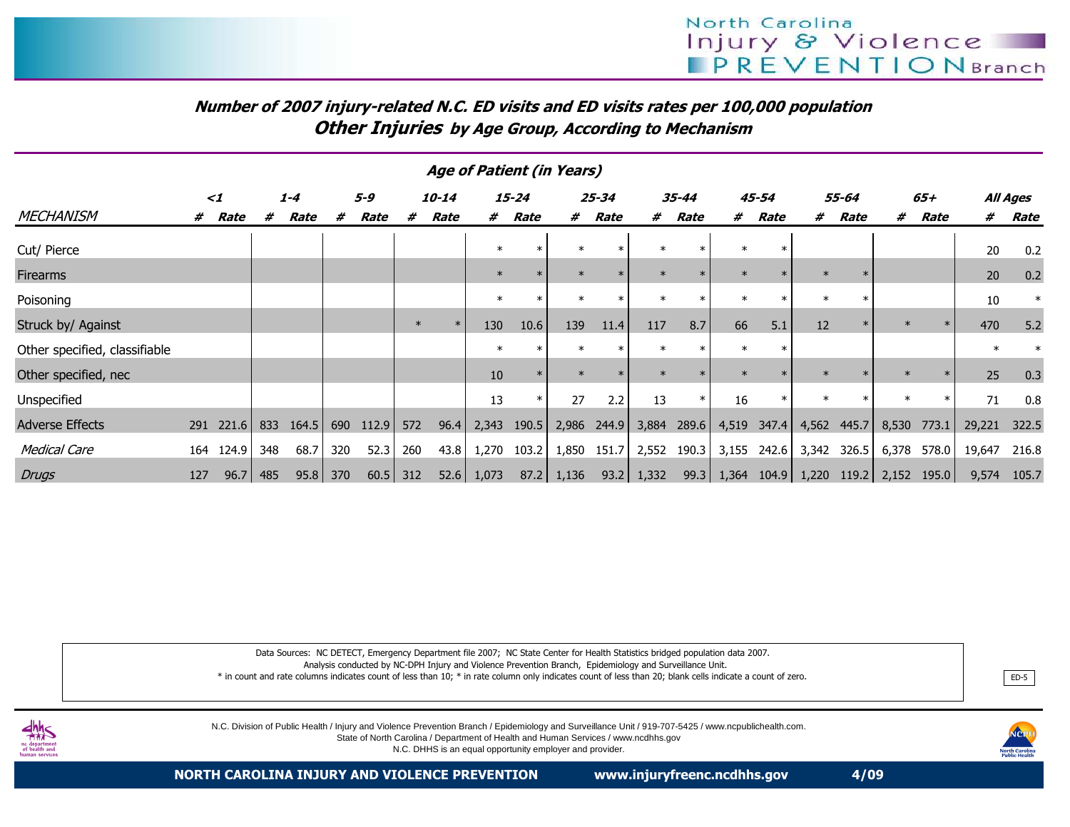## Number of 2007 injury-related N.C. ED visits and ED visits rates per 100,000 population

## Other Injuries by Age Group, According to Mechanism

| | Age of Patient (in Years) | | | | | | | | | | | | | | | | | | | | | |
|---|---|---|---|---|---|---|---|---|---|---|---|---|---|---|---|---|---|---|---|---|---|---|
| | <1 | | 1-4 | | 5-9 | | 10-14 | | 15-24 | | 25-34 | | 35-44 | | 45-54 | | 55-64 | | 65+ | | All Ages | |
| MECHANISM | # | Rate | # | Rate | # | Rate | # | Rate | # | Rate | # | Rate | # | Rate | # | Rate | # | Rate | # | Rate | # | Rate |
| Cut/ Pierce | | | | | | | | | * | * | * | * | * | * | * | * | | | | | 20 | 0.2 |
| Firearms | | | | | | | | | * | * | * | * | * | * | * | * | * | * | | | 20 | 0.2 |
| Poisoning | | | | | | | | | * | * | * | * | * | * | * | * | * | * | | | 10 | * |
| Struck by/ Against | | | | | | | * | * | 130 | 10.6 | 139 | 11.4 | 117 | 8.7 | 66 | 5.1 | 12 | * | * | * | 470 | 5.2 |
| Other specified, classifiable | | | | | | | | | * | * | * | * | * | * | * | * | | | | | * | * |
| Other specified, nec | | | | | | | | | 10 | * | * | * | * | * | * | * | * | * | * | * | 25 | 0.3 |
| Unspecified | | | | | | | | | 13 | * | 27 | 2.2 | 13 | * | 16 | * | * | * | * | * | 71 | 0.8 |
| Adverse Effects | 291 | 221.6 | 833 | 164.5 | 690 | 112.9 | 572 | 96.4 | 2,343 | 190.5 | 2,986 | 244.9 | 3,884 | 289.6 | 4,519 | 347.4 | 4,562 | 445.7 | 8,530 | 773.1 | 29,221 | 322.5 |
| *Medical Care* | 164 | 124.9 | 348 | 68.7 | 320 | 52.3 | 260 | 43.8 | 1,270 | 103.2 | 1,850 | 151.7 | 2,552 | 190.3 | 3,155 | 242.6 | 3,342 | 326.5 | 6,378 | 578.0 | 19,647 | 216.8 |
| *Drugs* | 127 | 96.7 | 485 | 95.8 | 370 | 60.5 | 312 | 52.6 | 1,073 | 87.2 | 1,136 | 93.2 | 1,332 | 99.3 | 1,364 | 104.9 | 1,220 | 119.2 | 2,152 | 195.0 | 9,574 | 105.7 |

Data Sources: NC DETECT, Emergency Department file 2007; NC State Center for Health Statistics bridged population data 2007.
Analysis conducted by NC-DPH Injury and Violence Prevention Branch, Epidemiology and Surveillance Unit.
* in count and rate columns indicates count of less than 10; * in rate column only indicates count of less than 20; blank cells indicate a count of zero.

ED-5

N.C. Division of Public Health / Injury and Violence Prevention Branch / Epidemiology and Surveillance Unit / 919-707-5425 / www.ncpublichealth.com.
State of North Carolina / Department of Health and Human Services / www.ncdhhs.gov
N.C. DHHS is an equal opportunity employer and provider.